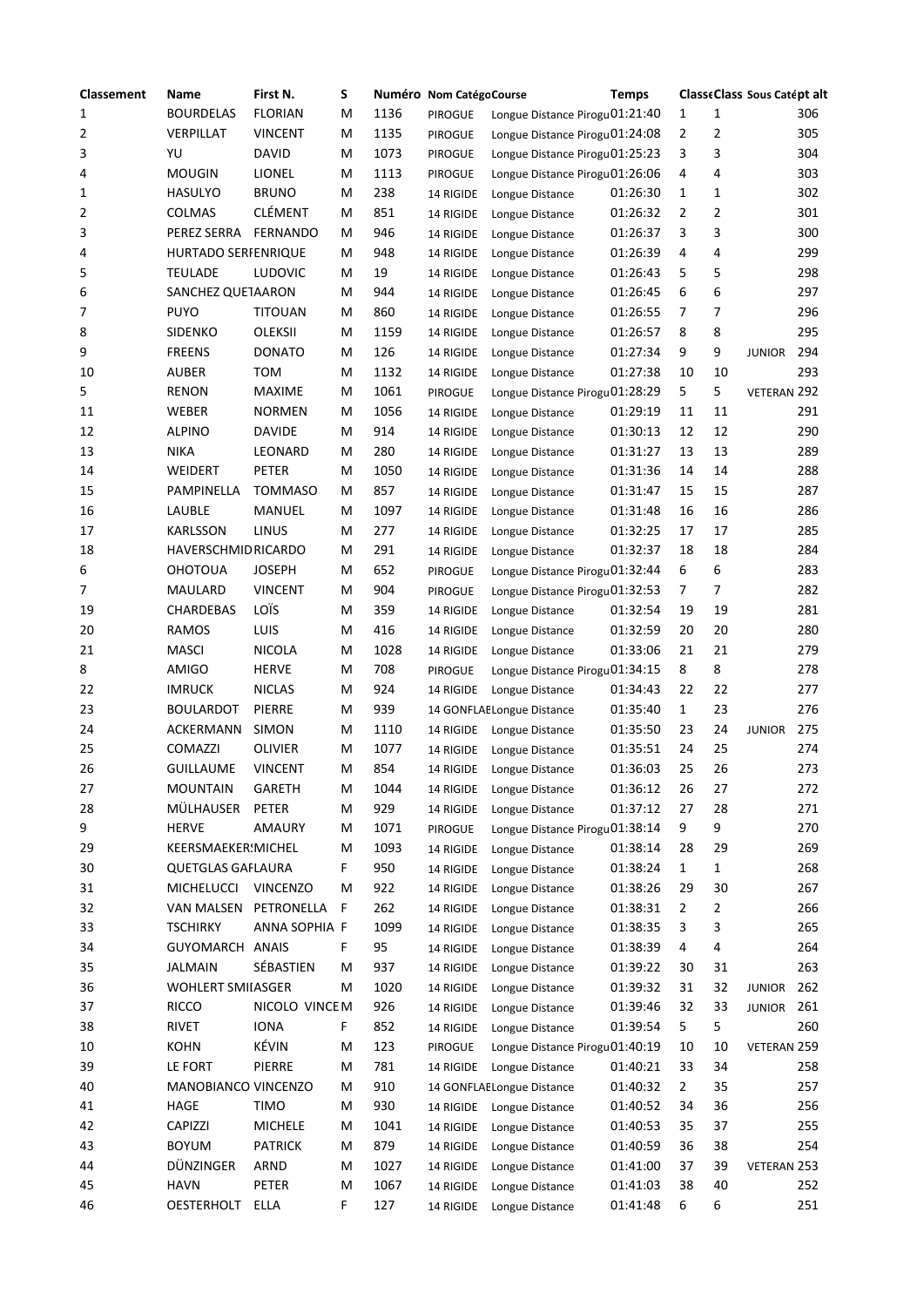| Classement | Name | First N. | S | Numéro | Nom Catégo | Course | Temps | Classe | Class Sous Caté | pt alt |
|---|---|---|---|---|---|---|---|---|---|---|
| 1 | BOURDELAS | FLORIAN | M | 1136 | PIROGUE | Longue Distance Pirogu | 01:21:40 | 1 | 1 | 306 |
| 2 | VERPILLAT | VINCENT | M | 1135 | PIROGUE | Longue Distance Pirogu | 01:24:08 | 2 | 2 | 305 |
| 3 | YU | DAVID | M | 1073 | PIROGUE | Longue Distance Pirogu | 01:25:23 | 3 | 3 | 304 |
| 4 | MOUGIN | LIONEL | M | 1113 | PIROGUE | Longue Distance Pirogu | 01:26:06 | 4 | 4 | 303 |
| 1 | HASULYO | BRUNO | M | 238 | 14 RIGIDE | Longue Distance | 01:26:30 | 1 | 1 | 302 |
| 2 | COLMAS | CLÉMENT | M | 851 | 14 RIGIDE | Longue Distance | 01:26:32 | 2 | 2 | 301 |
| 3 | PEREZ SERRA | FERNANDO | M | 946 | 14 RIGIDE | Longue Distance | 01:26:37 | 3 | 3 | 300 |
| 4 | HURTADO SERF | ENRIQUE | M | 948 | 14 RIGIDE | Longue Distance | 01:26:39 | 4 | 4 | 299 |
| 5 | TEULADE | LUDOVIC | M | 19 | 14 RIGIDE | Longue Distance | 01:26:43 | 5 | 5 | 298 |
| 6 | SANCHEZ QUET | AARON | M | 944 | 14 RIGIDE | Longue Distance | 01:26:45 | 6 | 6 | 297 |
| 7 | PUYO | TITOUAN | M | 860 | 14 RIGIDE | Longue Distance | 01:26:55 | 7 | 7 | 296 |
| 8 | SIDENKO | OLEKSII | M | 1159 | 14 RIGIDE | Longue Distance | 01:26:57 | 8 | 8 | 295 |
| 9 | FREENS | DONATO | M | 126 | 14 RIGIDE | Longue Distance | 01:27:34 | 9 | 9 JUNIOR | 294 |
| 10 | AUBER | TOM | M | 1132 | 14 RIGIDE | Longue Distance | 01:27:38 | 10 | 10 | 293 |
| 5 | RENON | MAXIME | M | 1061 | PIROGUE | Longue Distance Pirogu | 01:28:29 | 5 | 5 VETERAN | 292 |
| 11 | WEBER | NORMEN | M | 1056 | 14 RIGIDE | Longue Distance | 01:29:19 | 11 | 11 | 291 |
| 12 | ALPINO | DAVIDE | M | 914 | 14 RIGIDE | Longue Distance | 01:30:13 | 12 | 12 | 290 |
| 13 | NIKA | LEONARD | M | 280 | 14 RIGIDE | Longue Distance | 01:31:27 | 13 | 13 | 289 |
| 14 | WEIDERT | PETER | M | 1050 | 14 RIGIDE | Longue Distance | 01:31:36 | 14 | 14 | 288 |
| 15 | PAMPINELLA | TOMMASO | M | 857 | 14 RIGIDE | Longue Distance | 01:31:47 | 15 | 15 | 287 |
| 16 | LAUBLE | MANUEL | M | 1097 | 14 RIGIDE | Longue Distance | 01:31:48 | 16 | 16 | 286 |
| 17 | KARLSSON | LINUS | M | 277 | 14 RIGIDE | Longue Distance | 01:32:25 | 17 | 17 | 285 |
| 18 | HAVERSCHMID | RICARDO | M | 291 | 14 RIGIDE | Longue Distance | 01:32:37 | 18 | 18 | 284 |
| 6 | OHOTOUA | JOSEPH | M | 652 | PIROGUE | Longue Distance Pirogu | 01:32:44 | 6 | 6 | 283 |
| 7 | MAULARD | VINCENT | M | 904 | PIROGUE | Longue Distance Pirogu | 01:32:53 | 7 | 7 | 282 |
| 19 | CHARDEBAS | LOÏS | M | 359 | 14 RIGIDE | Longue Distance | 01:32:54 | 19 | 19 | 281 |
| 20 | RAMOS | LUIS | M | 416 | 14 RIGIDE | Longue Distance | 01:32:59 | 20 | 20 | 280 |
| 21 | MASCI | NICOLA | M | 1028 | 14 RIGIDE | Longue Distance | 01:33:06 | 21 | 21 | 279 |
| 8 | AMIGO | HERVE | M | 708 | PIROGUE | Longue Distance Pirogu | 01:34:15 | 8 | 8 | 278 |
| 22 | IMRUCK | NICLAS | M | 924 | 14 RIGIDE | Longue Distance | 01:34:43 | 22 | 22 | 277 |
| 23 | BOULARDOT | PIERRE | M | 939 | 14 GONFLAE | Longue Distance | 01:35:40 | 1 | 23 | 276 |
| 24 | ACKERMANN | SIMON | M | 1110 | 14 RIGIDE | Longue Distance | 01:35:50 | 23 | 24 JUNIOR | 275 |
| 25 | COMAZZI | OLIVIER | M | 1077 | 14 RIGIDE | Longue Distance | 01:35:51 | 24 | 25 | 274 |
| 26 | GUILLAUME | VINCENT | M | 854 | 14 RIGIDE | Longue Distance | 01:36:03 | 25 | 26 | 273 |
| 27 | MOUNTAIN | GARETH | M | 1044 | 14 RIGIDE | Longue Distance | 01:36:12 | 26 | 27 | 272 |
| 28 | MÜLHAUSER | PETER | M | 929 | 14 RIGIDE | Longue Distance | 01:37:12 | 27 | 28 | 271 |
| 9 | HERVE | AMAURY | M | 1071 | PIROGUE | Longue Distance Pirogu | 01:38:14 | 9 | 9 | 270 |
| 29 | KEERSMAEKER! | MICHEL | M | 1093 | 14 RIGIDE | Longue Distance | 01:38:14 | 28 | 29 | 269 |
| 30 | QUETGLAS GAF | LAURA | F | 950 | 14 RIGIDE | Longue Distance | 01:38:24 | 1 | 1 | 268 |
| 31 | MICHELUCCI | VINCENZO | M | 922 | 14 RIGIDE | Longue Distance | 01:38:26 | 29 | 30 | 267 |
| 32 | VAN MALSEN | PETRONELLA | F | 262 | 14 RIGIDE | Longue Distance | 01:38:31 | 2 | 2 | 266 |
| 33 | TSCHIRKY | ANNA SOPHIA | F | 1099 | 14 RIGIDE | Longue Distance | 01:38:35 | 3 | 3 | 265 |
| 34 | GUYOMARCH | ANAIS | F | 95 | 14 RIGIDE | Longue Distance | 01:38:39 | 4 | 4 | 264 |
| 35 | JALMAIN | SÉBASTIEN | M | 937 | 14 RIGIDE | Longue Distance | 01:39:22 | 30 | 31 | 263 |
| 36 | WOHLERT SMI | ASGER | M | 1020 | 14 RIGIDE | Longue Distance | 01:39:32 | 31 | 32 JUNIOR | 262 |
| 37 | RICCO | NICOLO VINCE | M | 926 | 14 RIGIDE | Longue Distance | 01:39:46 | 32 | 33 JUNIOR | 261 |
| 38 | RIVET | IONA | F | 852 | 14 RIGIDE | Longue Distance | 01:39:54 | 5 | 5 | 260 |
| 10 | KOHN | KÉVIN | M | 123 | PIROGUE | Longue Distance Pirogu | 01:40:19 | 10 | 10 VETERAN | 259 |
| 39 | LE FORT | PIERRE | M | 781 | 14 RIGIDE | Longue Distance | 01:40:21 | 33 | 34 | 258 |
| 40 | MANOBIANCO | VINCENZO | M | 910 | 14 GONFLAE | Longue Distance | 01:40:32 | 2 | 35 | 257 |
| 41 | HAGE | TIMO | M | 930 | 14 RIGIDE | Longue Distance | 01:40:52 | 34 | 36 | 256 |
| 42 | CAPIZZI | MICHELE | M | 1041 | 14 RIGIDE | Longue Distance | 01:40:53 | 35 | 37 | 255 |
| 43 | BOYUM | PATRICK | M | 879 | 14 RIGIDE | Longue Distance | 01:40:59 | 36 | 38 | 254 |
| 44 | DÜNZINGER | ARND | M | 1027 | 14 RIGIDE | Longue Distance | 01:41:00 | 37 | 39 VETERAN | 253 |
| 45 | HAVN | PETER | M | 1067 | 14 RIGIDE | Longue Distance | 01:41:03 | 38 | 40 | 252 |
| 46 | OESTERHOLT | ELLA | F | 127 | 14 RIGIDE | Longue Distance | 01:41:48 | 6 | 6 | 251 |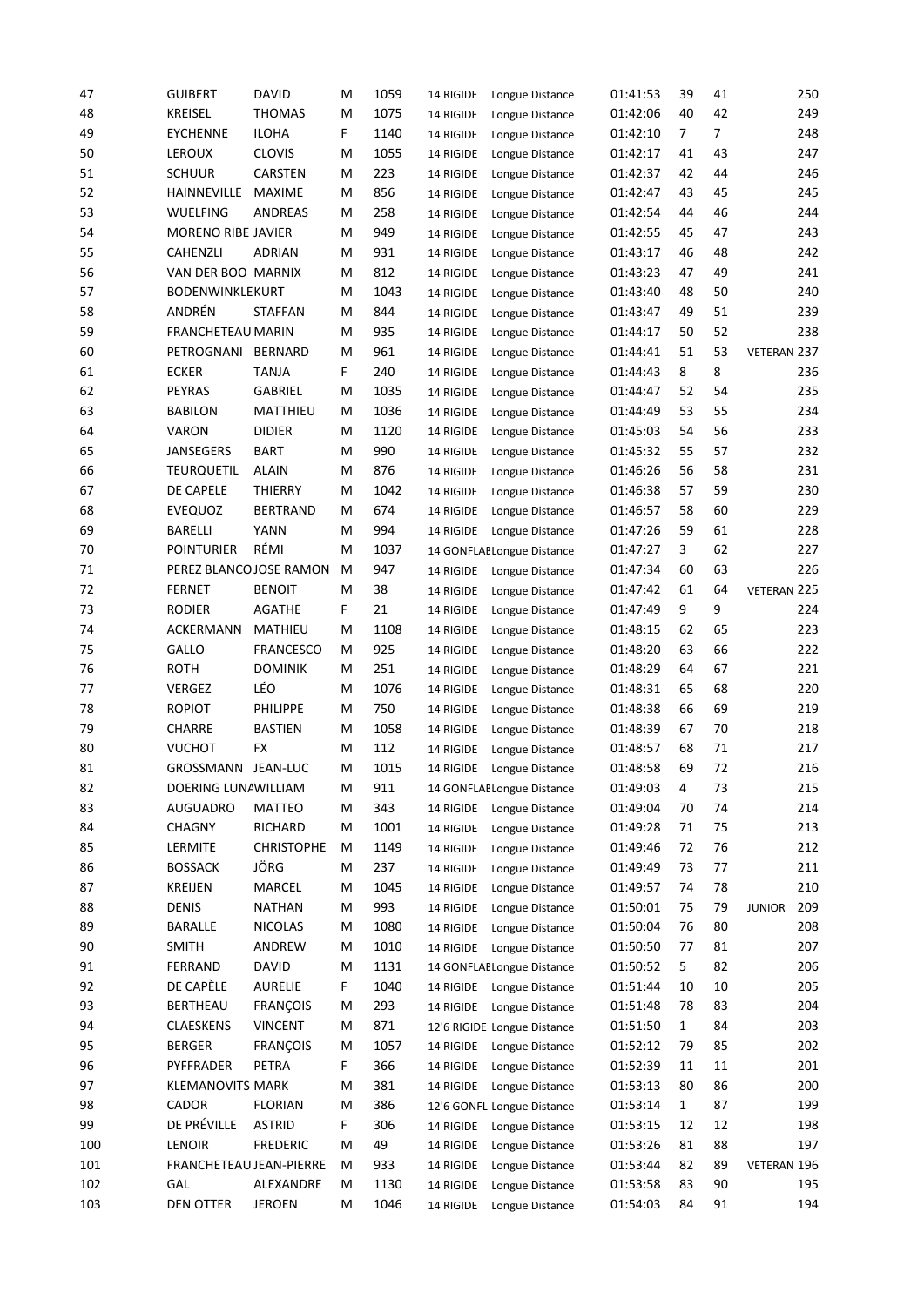| | | | | | | | | | | | |
|---|---|---|---|---|---|---|---|---|---|---|---|
| 47 | GUIBERT | DAVID | M | 1059 | 14 RIGIDE | Longue Distance | 01:41:53 | 39 | 41 | | 250 |
| 48 | KREISEL | THOMAS | M | 1075 | 14 RIGIDE | Longue Distance | 01:42:06 | 40 | 42 | | 249 |
| 49 | EYCHENNE | ILOHA | F | 1140 | 14 RIGIDE | Longue Distance | 01:42:10 | 7 | 7 | | 248 |
| 50 | LEROUX | CLOVIS | M | 1055 | 14 RIGIDE | Longue Distance | 01:42:17 | 41 | 43 | | 247 |
| 51 | SCHUUR | CARSTEN | M | 223 | 14 RIGIDE | Longue Distance | 01:42:37 | 42 | 44 | | 246 |
| 52 | HAINNEVILLE | MAXIME | M | 856 | 14 RIGIDE | Longue Distance | 01:42:47 | 43 | 45 | | 245 |
| 53 | WUELFING | ANDREAS | M | 258 | 14 RIGIDE | Longue Distance | 01:42:54 | 44 | 46 | | 244 |
| 54 | MORENO RIBE | JAVIER | M | 949 | 14 RIGIDE | Longue Distance | 01:42:55 | 45 | 47 | | 243 |
| 55 | CAHENZLI | ADRIAN | M | 931 | 14 RIGIDE | Longue Distance | 01:43:17 | 46 | 48 | | 242 |
| 56 | VAN DER BOO | MARNIX | M | 812 | 14 RIGIDE | Longue Distance | 01:43:23 | 47 | 49 | | 241 |
| 57 | BODENWINKLE | KURT | M | 1043 | 14 RIGIDE | Longue Distance | 01:43:40 | 48 | 50 | | 240 |
| 58 | ANDRÉN | STAFFAN | M | 844 | 14 RIGIDE | Longue Distance | 01:43:47 | 49 | 51 | | 239 |
| 59 | FRANCHETEAU | MARIN | M | 935 | 14 RIGIDE | Longue Distance | 01:44:17 | 50 | 52 | | 238 |
| 60 | PETROGNANI | BERNARD | M | 961 | 14 RIGIDE | Longue Distance | 01:44:41 | 51 | 53 | VETERAN | 237 |
| 61 | ECKER | TANJA | F | 240 | 14 RIGIDE | Longue Distance | 01:44:43 | 8 | 8 | | 236 |
| 62 | PEYRAS | GABRIEL | M | 1035 | 14 RIGIDE | Longue Distance | 01:44:47 | 52 | 54 | | 235 |
| 63 | BABILON | MATTHIEU | M | 1036 | 14 RIGIDE | Longue Distance | 01:44:49 | 53 | 55 | | 234 |
| 64 | VARON | DIDIER | M | 1120 | 14 RIGIDE | Longue Distance | 01:45:03 | 54 | 56 | | 233 |
| 65 | JANSEGERS | BART | M | 990 | 14 RIGIDE | Longue Distance | 01:45:32 | 55 | 57 | | 232 |
| 66 | TEURQUETIL | ALAIN | M | 876 | 14 RIGIDE | Longue Distance | 01:46:26 | 56 | 58 | | 231 |
| 67 | DE CAPELE | THIERRY | M | 1042 | 14 RIGIDE | Longue Distance | 01:46:38 | 57 | 59 | | 230 |
| 68 | EVEQUOZ | BERTRAND | M | 674 | 14 RIGIDE | Longue Distance | 01:46:57 | 58 | 60 | | 229 |
| 69 | BARELLI | YANN | M | 994 | 14 RIGIDE | Longue Distance | 01:47:26 | 59 | 61 | | 228 |
| 70 | POINTURIER | RÉMI | M | 1037 | 14 GONFLABLE | Longue Distance | 01:47:27 | 3 | 62 | | 227 |
| 71 | PEREZ BLANCO | JOSE RAMON | M | 947 | 14 RIGIDE | Longue Distance | 01:47:34 | 60 | 63 | | 226 |
| 72 | FERNET | BENOIT | M | 38 | 14 RIGIDE | Longue Distance | 01:47:42 | 61 | 64 | VETERAN | 225 |
| 73 | RODIER | AGATHE | F | 21 | 14 RIGIDE | Longue Distance | 01:47:49 | 9 | 9 | | 224 |
| 74 | ACKERMANN | MATHIEU | M | 1108 | 14 RIGIDE | Longue Distance | 01:48:15 | 62 | 65 | | 223 |
| 75 | GALLO | FRANCESCO | M | 925 | 14 RIGIDE | Longue Distance | 01:48:20 | 63 | 66 | | 222 |
| 76 | ROTH | DOMINIK | M | 251 | 14 RIGIDE | Longue Distance | 01:48:29 | 64 | 67 | | 221 |
| 77 | VERGEZ | LÉO | M | 1076 | 14 RIGIDE | Longue Distance | 01:48:31 | 65 | 68 | | 220 |
| 78 | ROPIOT | PHILIPPE | M | 750 | 14 RIGIDE | Longue Distance | 01:48:38 | 66 | 69 | | 219 |
| 79 | CHARRE | BASTIEN | M | 1058 | 14 RIGIDE | Longue Distance | 01:48:39 | 67 | 70 | | 218 |
| 80 | VUCHOT | FX | M | 112 | 14 RIGIDE | Longue Distance | 01:48:57 | 68 | 71 | | 217 |
| 81 | GROSSMANN | JEAN-LUC | M | 1015 | 14 RIGIDE | Longue Distance | 01:48:58 | 69 | 72 | | 216 |
| 82 | DOERING LUNA | WILLIAM | M | 911 | 14 GONFLABLE | Longue Distance | 01:49:03 | 4 | 73 | | 215 |
| 83 | AUGUADRO | MATTEO | M | 343 | 14 RIGIDE | Longue Distance | 01:49:04 | 70 | 74 | | 214 |
| 84 | CHAGNY | RICHARD | M | 1001 | 14 RIGIDE | Longue Distance | 01:49:28 | 71 | 75 | | 213 |
| 85 | LERMITE | CHRISTOPHE | M | 1149 | 14 RIGIDE | Longue Distance | 01:49:46 | 72 | 76 | | 212 |
| 86 | BOSSACK | JÖRG | M | 237 | 14 RIGIDE | Longue Distance | 01:49:49 | 73 | 77 | | 211 |
| 87 | KREIJEN | MARCEL | M | 1045 | 14 RIGIDE | Longue Distance | 01:49:57 | 74 | 78 | | 210 |
| 88 | DENIS | NATHAN | M | 993 | 14 RIGIDE | Longue Distance | 01:50:01 | 75 | 79 | JUNIOR | 209 |
| 89 | BARALLE | NICOLAS | M | 1080 | 14 RIGIDE | Longue Distance | 01:50:04 | 76 | 80 | | 208 |
| 90 | SMITH | ANDREW | M | 1010 | 14 RIGIDE | Longue Distance | 01:50:50 | 77 | 81 | | 207 |
| 91 | FERRAND | DAVID | M | 1131 | 14 GONFLABLE | Longue Distance | 01:50:52 | 5 | 82 | | 206 |
| 92 | DE CAPÈLE | AURELIE | F | 1040 | 14 RIGIDE | Longue Distance | 01:51:44 | 10 | 10 | | 205 |
| 93 | BERTHEAU | FRANÇOIS | M | 293 | 14 RIGIDE | Longue Distance | 01:51:48 | 78 | 83 | | 204 |
| 94 | CLAESKENS | VINCENT | M | 871 | 12'6 RIGIDE | Longue Distance | 01:51:50 | 1 | 84 | | 203 |
| 95 | BERGER | FRANÇOIS | M | 1057 | 14 RIGIDE | Longue Distance | 01:52:12 | 79 | 85 | | 202 |
| 96 | PYFFRADER | PETRA | F | 366 | 14 RIGIDE | Longue Distance | 01:52:39 | 11 | 11 | | 201 |
| 97 | KLEMANOVITS | MARK | M | 381 | 14 RIGIDE | Longue Distance | 01:53:13 | 80 | 86 | | 200 |
| 98 | CADOR | FLORIAN | M | 386 | 12'6 GONFL | Longue Distance | 01:53:14 | 1 | 87 | | 199 |
| 99 | DE PRÉVILLE | ASTRID | F | 306 | 14 RIGIDE | Longue Distance | 01:53:15 | 12 | 12 | | 198 |
| 100 | LENOIR | FREDERIC | M | 49 | 14 RIGIDE | Longue Distance | 01:53:26 | 81 | 88 | | 197 |
| 101 | FRANCHETEAU | JEAN-PIERRE | M | 933 | 14 RIGIDE | Longue Distance | 01:53:44 | 82 | 89 | VETERAN | 196 |
| 102 | GAL | ALEXANDRE | M | 1130 | 14 RIGIDE | Longue Distance | 01:53:58 | 83 | 90 | | 195 |
| 103 | DEN OTTER | JEROEN | M | 1046 | 14 RIGIDE | Longue Distance | 01:54:03 | 84 | 91 | | 194 |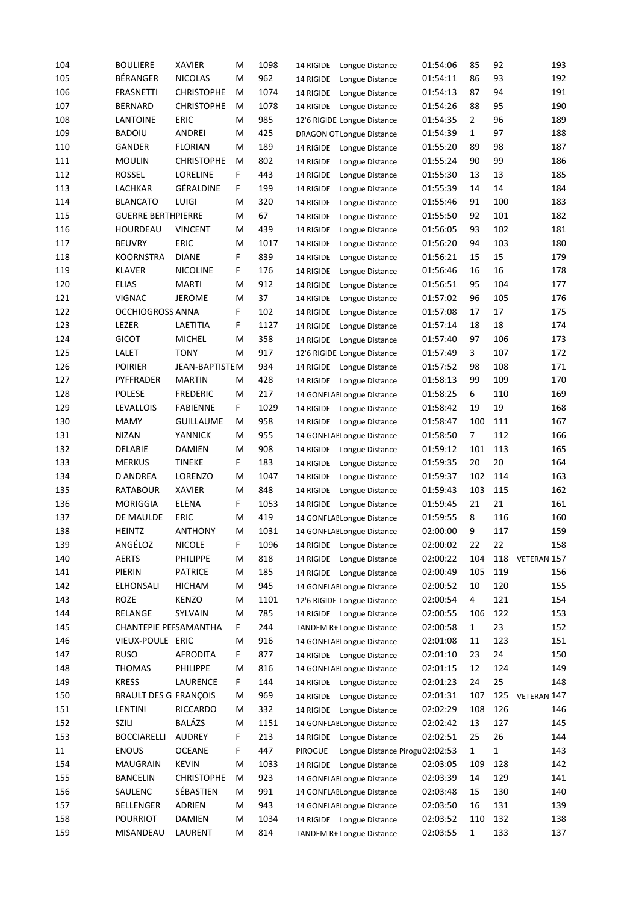| | | | | | | | | | | | |
|---|---|---|---|---|---|---|---|---|---|---|---|
| 104 | BOULIERE | XAVIER | M | 1098 | 14 RIGIDE | Longue Distance | 01:54:06 | 85 | 92 | | 193 |
| 105 | BÉRANGER | NICOLAS | M | 962 | 14 RIGIDE | Longue Distance | 01:54:11 | 86 | 93 | | 192 |
| 106 | FRASNETTI | CHRISTOPHE | M | 1074 | 14 RIGIDE | Longue Distance | 01:54:13 | 87 | 94 | | 191 |
| 107 | BERNARD | CHRISTOPHE | M | 1078 | 14 RIGIDE | Longue Distance | 01:54:26 | 88 | 95 | | 190 |
| 108 | LANTOINE | ERIC | M | 985 | 12'6 RIGIDE | Longue Distance | 01:54:35 | 2 | 96 | | 189 |
| 109 | BADOIU | ANDREI | M | 425 | DRAGON OT | Longue Distance | 01:54:39 | 1 | 97 | | 188 |
| 110 | GANDER | FLORIAN | M | 189 | 14 RIGIDE | Longue Distance | 01:55:20 | 89 | 98 | | 187 |
| 111 | MOULIN | CHRISTOPHE | M | 802 | 14 RIGIDE | Longue Distance | 01:55:24 | 90 | 99 | | 186 |
| 112 | ROSSEL | LORELINE | F | 443 | 14 RIGIDE | Longue Distance | 01:55:30 | 13 | 13 | | 185 |
| 113 | LACHKAR | GÉRALDINE | F | 199 | 14 RIGIDE | Longue Distance | 01:55:39 | 14 | 14 | | 184 |
| 114 | BLANCATO | LUIGI | M | 320 | 14 RIGIDE | Longue Distance | 01:55:46 | 91 | 100 | | 183 |
| 115 | GUERRE BERTH | PIERRE | M | 67 | 14 RIGIDE | Longue Distance | 01:55:50 | 92 | 101 | | 182 |
| 116 | HOURDEAU | VINCENT | M | 439 | 14 RIGIDE | Longue Distance | 01:56:05 | 93 | 102 | | 181 |
| 117 | BEUVRY | ERIC | M | 1017 | 14 RIGIDE | Longue Distance | 01:56:20 | 94 | 103 | | 180 |
| 118 | KOORNSTRA | DIANE | F | 839 | 14 RIGIDE | Longue Distance | 01:56:21 | 15 | 15 | | 179 |
| 119 | KLAVER | NICOLINE | F | 176 | 14 RIGIDE | Longue Distance | 01:56:46 | 16 | 16 | | 178 |
| 120 | ELIAS | MARTI | M | 912 | 14 RIGIDE | Longue Distance | 01:56:51 | 95 | 104 | | 177 |
| 121 | VIGNAC | JEROME | M | 37 | 14 RIGIDE | Longue Distance | 01:57:02 | 96 | 105 | | 176 |
| 122 | OCCHIOGROSS | ANNA | F | 102 | 14 RIGIDE | Longue Distance | 01:57:08 | 17 | 17 | | 175 |
| 123 | LEZER | LAETITIA | F | 1127 | 14 RIGIDE | Longue Distance | 01:57:14 | 18 | 18 | | 174 |
| 124 | GICOT | MICHEL | M | 358 | 14 RIGIDE | Longue Distance | 01:57:40 | 97 | 106 | | 173 |
| 125 | LALET | TONY | M | 917 | 12'6 RIGIDE | Longue Distance | 01:57:49 | 3 | 107 | | 172 |
| 126 | POIRIER | JEAN-BAPTISTE | M | 934 | 14 RIGIDE | Longue Distance | 01:57:52 | 98 | 108 | | 171 |
| 127 | PYFFRADER | MARTIN | M | 428 | 14 RIGIDE | Longue Distance | 01:58:13 | 99 | 109 | | 170 |
| 128 | POLESE | FREDERIC | M | 217 | 14 GONFLAB | Longue Distance | 01:58:25 | 6 | 110 | | 169 |
| 129 | LEVALLOIS | FABIENNE | F | 1029 | 14 RIGIDE | Longue Distance | 01:58:42 | 19 | 19 | | 168 |
| 130 | MAMY | GUILLAUME | M | 958 | 14 RIGIDE | Longue Distance | 01:58:47 | 100 | 111 | | 167 |
| 131 | NIZAN | YANNICK | M | 955 | 14 GONFLAB | Longue Distance | 01:58:50 | 7 | 112 | | 166 |
| 132 | DELABIE | DAMIEN | M | 908 | 14 RIGIDE | Longue Distance | 01:59:12 | 101 | 113 | | 165 |
| 133 | MERKUS | TINEKE | F | 183 | 14 RIGIDE | Longue Distance | 01:59:35 | 20 | 20 | | 164 |
| 134 | D ANDREA | LORENZO | M | 1047 | 14 RIGIDE | Longue Distance | 01:59:37 | 102 | 114 | | 163 |
| 135 | RATABOUR | XAVIER | M | 848 | 14 RIGIDE | Longue Distance | 01:59:43 | 103 | 115 | | 162 |
| 136 | MORIGGIA | ELENA | F | 1053 | 14 RIGIDE | Longue Distance | 01:59:45 | 21 | 21 | | 161 |
| 137 | DE MAULDE | ERIC | M | 419 | 14 GONFLAB | Longue Distance | 01:59:55 | 8 | 116 | | 160 |
| 138 | HEINTZ | ANTHONY | M | 1031 | 14 GONFLAB | Longue Distance | 02:00:00 | 9 | 117 | | 159 |
| 139 | ANGÉLOZ | NICOLE | F | 1096 | 14 RIGIDE | Longue Distance | 02:00:02 | 22 | 22 | | 158 |
| 140 | AERTS | PHILIPPE | M | 818 | 14 RIGIDE | Longue Distance | 02:00:22 | 104 | 118 | VETERAN | 157 |
| 141 | PIERIN | PATRICE | M | 185 | 14 RIGIDE | Longue Distance | 02:00:49 | 105 | 119 | | 156 |
| 142 | ELHONSALI | HICHAM | M | 945 | 14 GONFLAB | Longue Distance | 02:00:52 | 10 | 120 | | 155 |
| 143 | ROZE | KENZO | M | 1101 | 12'6 RIGIDE | Longue Distance | 02:00:54 | 4 | 121 | | 154 |
| 144 | RELANGE | SYLVAIN | M | 785 | 14 RIGIDE | Longue Distance | 02:00:55 | 106 | 122 | | 153 |
| 145 | CHANTEPIE PER | SAMANTHA | F | 244 | TANDEM R+ | Longue Distance | 02:00:58 | 1 | 23 | | 152 |
| 146 | VIEUX-POULE | ERIC | M | 916 | 14 GONFLAB | Longue Distance | 02:01:08 | 11 | 123 | | 151 |
| 147 | RUSO | AFRODITA | F | 877 | 14 RIGIDE | Longue Distance | 02:01:10 | 23 | 24 | | 150 |
| 148 | THOMAS | PHILIPPE | M | 816 | 14 GONFLAB | Longue Distance | 02:01:15 | 12 | 124 | | 149 |
| 149 | KRESS | LAURENCE | F | 144 | 14 RIGIDE | Longue Distance | 02:01:23 | 24 | 25 | | 148 |
| 150 | BRAULT DES G | FRANÇOIS | M | 969 | 14 RIGIDE | Longue Distance | 02:01:31 | 107 | 125 | VETERAN | 147 |
| 151 | LENTINI | RICCARDO | M | 332 | 14 RIGIDE | Longue Distance | 02:02:29 | 108 | 126 | | 146 |
| 152 | SZILI | BALÁZS | M | 1151 | 14 GONFLAB | Longue Distance | 02:02:42 | 13 | 127 | | 145 |
| 153 | BOCCIARELLI | AUDREY | F | 213 | 14 RIGIDE | Longue Distance | 02:02:51 | 25 | 26 | | 144 |
| 11 | ENOUS | OCEANE | F | 447 | PIROGUE | Longue Distance Pirogu | 02:02:53 | 1 | 1 | | 143 |
| 154 | MAUGRAIN | KEVIN | M | 1033 | 14 RIGIDE | Longue Distance | 02:03:05 | 109 | 128 | | 142 |
| 155 | BANCELIN | CHRISTOPHE | M | 923 | 14 GONFLAB | Longue Distance | 02:03:39 | 14 | 129 | | 141 |
| 156 | SAULENC | SÉBASTIEN | M | 991 | 14 GONFLAB | Longue Distance | 02:03:48 | 15 | 130 | | 140 |
| 157 | BELLENGER | ADRIEN | M | 943 | 14 GONFLAB | Longue Distance | 02:03:50 | 16 | 131 | | 139 |
| 158 | POURRIOT | DAMIEN | M | 1034 | 14 RIGIDE | Longue Distance | 02:03:52 | 110 | 132 | | 138 |
| 159 | MISANDEAU | LAURENT | M | 814 | TANDEM R+ | Longue Distance | 02:03:55 | 1 | 133 | | 137 |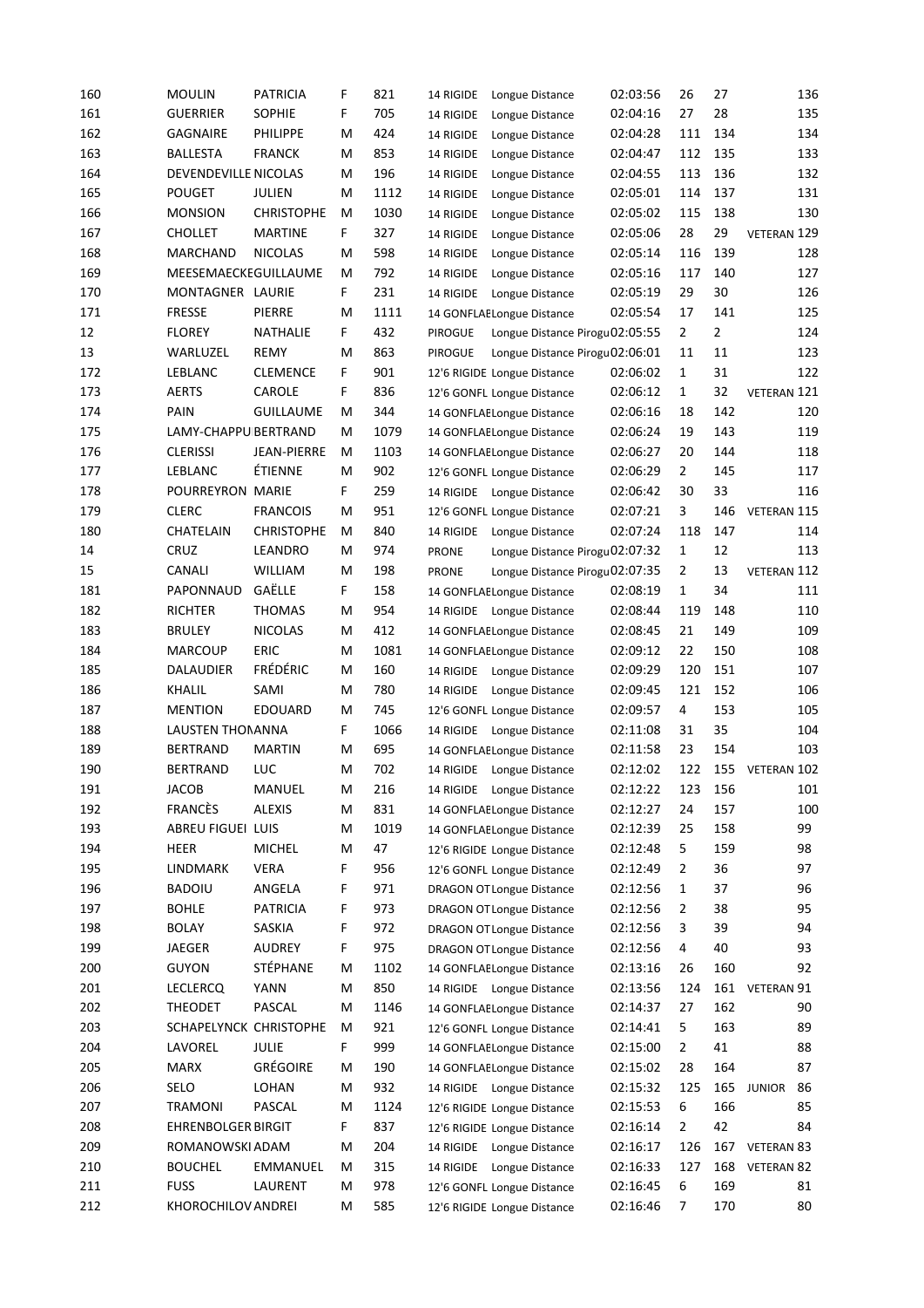| | | | | | | | | | | | | |
|---|---|---|---|---|---|---|---|---|---|---|---|---|
| 160 | MOULIN | PATRICIA | F | 821 | 14 RIGIDE | Longue Distance | 02:03:56 | 26 | 27 | | 136 |
| 161 | GUERRIER | SOPHIE | F | 705 | 14 RIGIDE | Longue Distance | 02:04:16 | 27 | 28 | | 135 |
| 162 | GAGNAIRE | PHILIPPE | M | 424 | 14 RIGIDE | Longue Distance | 02:04:28 | 111 | 134 | | 134 |
| 163 | BALLESTA | FRANCK | M | 853 | 14 RIGIDE | Longue Distance | 02:04:47 | 112 | 135 | | 133 |
| 164 | DEVENDEVILLE NICOLAS | | M | 196 | 14 RIGIDE | Longue Distance | 02:04:55 | 113 | 136 | | 132 |
| 165 | POUGET | JULIEN | M | 1112 | 14 RIGIDE | Longue Distance | 02:05:01 | 114 | 137 | | 131 |
| 166 | MONSION | CHRISTOPHE | M | 1030 | 14 RIGIDE | Longue Distance | 02:05:02 | 115 | 138 | | 130 |
| 167 | CHOLLET | MARTINE | F | 327 | 14 RIGIDE | Longue Distance | 02:05:06 | 28 | 29 | VETERAN | 129 |
| 168 | MARCHAND | NICOLAS | M | 598 | 14 RIGIDE | Longue Distance | 02:05:14 | 116 | 139 | | 128 |
| 169 | MEESEMAECKEGUILLAUME | | M | 792 | 14 RIGIDE | Longue Distance | 02:05:16 | 117 | 140 | | 127 |
| 170 | MONTAGNER | LAURIE | F | 231 | 14 RIGIDE | Longue Distance | 02:05:19 | 29 | 30 | | 126 |
| 171 | FRESSE | PIERRE | M | 1111 | 14 GONFLAE | Longue Distance | 02:05:54 | 17 | 141 | | 125 |
| 12 | FLOREY | NATHALIE | F | 432 | PIROGUE | Longue Distance Pirogu | 02:05:55 | 2 | 2 | | 124 |
| 13 | WARLUZEL | REMY | M | 863 | PIROGUE | Longue Distance Pirogu | 02:06:01 | 11 | 11 | | 123 |
| 172 | LEBLANC | CLEMENCE | F | 901 | 12'6 RIGIDE | Longue Distance | 02:06:02 | 1 | 31 | | 122 |
| 173 | AERTS | CAROLE | F | 836 | 12'6 GONFL | Longue Distance | 02:06:12 | 1 | 32 | VETERAN | 121 |
| 174 | PAIN | GUILLAUME | M | 344 | 14 GONFLAE | Longue Distance | 02:06:16 | 18 | 142 | | 120 |
| 175 | LAMY-CHAPPU | BERTRAND | M | 1079 | 14 GONFLAE | Longue Distance | 02:06:24 | 19 | 143 | | 119 |
| 176 | CLERISSI | JEAN-PIERRE | M | 1103 | 14 GONFLAE | Longue Distance | 02:06:27 | 20 | 144 | | 118 |
| 177 | LEBLANC | ÉTIENNE | M | 902 | 12'6 GONFL | Longue Distance | 02:06:29 | 2 | 145 | | 117 |
| 178 | POURREYRON | MARIE | F | 259 | 14 RIGIDE | Longue Distance | 02:06:42 | 30 | 33 | | 116 |
| 179 | CLERC | FRANCOIS | M | 951 | 12'6 GONFL | Longue Distance | 02:07:21 | 3 | 146 | VETERAN | 115 |
| 180 | CHATELAIN | CHRISTOPHE | M | 840 | 14 RIGIDE | Longue Distance | 02:07:24 | 118 | 147 | | 114 |
| 14 | CRUZ | LEANDRO | M | 974 | PRONE | Longue Distance Pirogu | 02:07:32 | 1 | 12 | | 113 |
| 15 | CANALI | WILLIAM | M | 198 | PRONE | Longue Distance Pirogu | 02:07:35 | 2 | 13 | VETERAN | 112 |
| 181 | PAPONNAUD | GAËLLE | F | 158 | 14 GONFLAE | Longue Distance | 02:08:19 | 1 | 34 | | 111 |
| 182 | RICHTER | THOMAS | M | 954 | 14 RIGIDE | Longue Distance | 02:08:44 | 119 | 148 | | 110 |
| 183 | BRULEY | NICOLAS | M | 412 | 14 GONFLAE | Longue Distance | 02:08:45 | 21 | 149 | | 109 |
| 184 | MARCOUP | ERIC | M | 1081 | 14 GONFLAE | Longue Distance | 02:09:12 | 22 | 150 | | 108 |
| 185 | DALAUDIER | FRÉDÉRIC | M | 160 | 14 RIGIDE | Longue Distance | 02:09:29 | 120 | 151 | | 107 |
| 186 | KHALIL | SAMI | M | 780 | 14 RIGIDE | Longue Distance | 02:09:45 | 121 | 152 | | 106 |
| 187 | MENTION | EDOUARD | M | 745 | 12'6 GONFL | Longue Distance | 02:09:57 | 4 | 153 | | 105 |
| 188 | LAUSTEN THON | ANNA | F | 1066 | 14 RIGIDE | Longue Distance | 02:11:08 | 31 | 35 | | 104 |
| 189 | BERTRAND | MARTIN | M | 695 | 14 GONFLAE | Longue Distance | 02:11:58 | 23 | 154 | | 103 |
| 190 | BERTRAND | LUC | M | 702 | 14 RIGIDE | Longue Distance | 02:12:02 | 122 | 155 | VETERAN | 102 |
| 191 | JACOB | MANUEL | M | 216 | 14 RIGIDE | Longue Distance | 02:12:22 | 123 | 156 | | 101 |
| 192 | FRANCÈS | ALEXIS | M | 831 | 14 GONFLAE | Longue Distance | 02:12:27 | 24 | 157 | | 100 |
| 193 | ABREU FIGUEI | LUIS | M | 1019 | 14 GONFLAE | Longue Distance | 02:12:39 | 25 | 158 | | 99 |
| 194 | HEER | MICHEL | M | 47 | 12'6 RIGIDE | Longue Distance | 02:12:48 | 5 | 159 | | 98 |
| 195 | LINDMARK | VERA | F | 956 | 12'6 GONFL | Longue Distance | 02:12:49 | 2 | 36 | | 97 |
| 196 | BADOIU | ANGELA | F | 971 | DRAGON OT | Longue Distance | 02:12:56 | 1 | 37 | | 96 |
| 197 | BOHLE | PATRICIA | F | 973 | DRAGON OT | Longue Distance | 02:12:56 | 2 | 38 | | 95 |
| 198 | BOLAY | SASKIA | F | 972 | DRAGON OT | Longue Distance | 02:12:56 | 3 | 39 | | 94 |
| 199 | JAEGER | AUDREY | F | 975 | DRAGON OT | Longue Distance | 02:12:56 | 4 | 40 | | 93 |
| 200 | GUYON | STÉPHANE | M | 1102 | 14 GONFLAE | Longue Distance | 02:13:16 | 26 | 160 | | 92 |
| 201 | LECLERCQ | YANN | M | 850 | 14 RIGIDE | Longue Distance | 02:13:56 | 124 | 161 | VETERAN | 91 |
| 202 | THEODET | PASCAL | M | 1146 | 14 GONFLAE | Longue Distance | 02:14:37 | 27 | 162 | | 90 |
| 203 | SCHAPELYNCK | CHRISTOPHE | M | 921 | 12'6 GONFL | Longue Distance | 02:14:41 | 5 | 163 | | 89 |
| 204 | LAVOREL | JULIE | F | 999 | 14 GONFLAE | Longue Distance | 02:15:00 | 2 | 41 | | 88 |
| 205 | MARX | GRÉGOIRE | M | 190 | 14 GONFLAE | Longue Distance | 02:15:02 | 28 | 164 | | 87 |
| 206 | SELO | LOHAN | M | 932 | 14 RIGIDE | Longue Distance | 02:15:32 | 125 | 165 | JUNIOR | 86 |
| 207 | TRAMONI | PASCAL | M | 1124 | 12'6 RIGIDE | Longue Distance | 02:15:53 | 6 | 166 | | 85 |
| 208 | EHRENBOLGER | BIRGIT | F | 837 | 12'6 RIGIDE | Longue Distance | 02:16:14 | 2 | 42 | | 84 |
| 209 | ROMANOWSKI | ADAM | M | 204 | 14 RIGIDE | Longue Distance | 02:16:17 | 126 | 167 | VETERAN | 83 |
| 210 | BOUCHEL | EMMANUEL | M | 315 | 14 RIGIDE | Longue Distance | 02:16:33 | 127 | 168 | VETERAN | 82 |
| 211 | FUSS | LAURENT | M | 978 | 12'6 GONFL | Longue Distance | 02:16:45 | 6 | 169 | | 81 |
| 212 | KHOROCHILOV | ANDREI | M | 585 | 12'6 RIGIDE | Longue Distance | 02:16:46 | 7 | 170 | | 80 |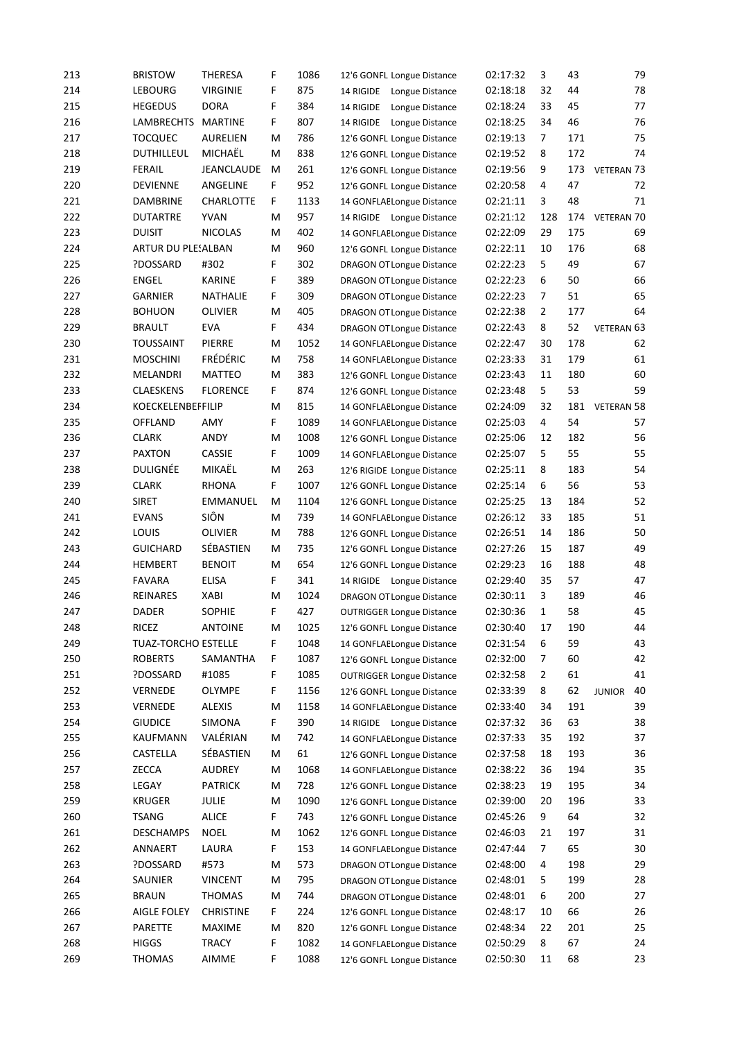| | | | | | | | | | | | |
|---|---|---|---|---|---|---|---|---|---|---|---|
| 213 | BRISTOW | THERESA | F | 1086 | 12'6 GONFL | Longue Distance | 02:17:32 | 3 | 43 | | 79 |
| 214 | LEBOURG | VIRGINIE | F | 875 | 14 RIGIDE | Longue Distance | 02:18:18 | 32 | 44 | | 78 |
| 215 | HEGEDUS | DORA | F | 384 | 14 RIGIDE | Longue Distance | 02:18:24 | 33 | 45 | | 77 |
| 216 | LAMBRECHTS | MARTINE | F | 807 | 14 RIGIDE | Longue Distance | 02:18:25 | 34 | 46 | | 76 |
| 217 | TOCQUEC | AURELIEN | M | 786 | 12'6 GONFL | Longue Distance | 02:19:13 | 7 | 171 | | 75 |
| 218 | DUTHILLEUL | MICHAËL | M | 838 | 12'6 GONFL | Longue Distance | 02:19:52 | 8 | 172 | | 74 |
| 219 | FERAIL | JEANCLAUDE | M | 261 | 12'6 GONFL | Longue Distance | 02:19:56 | 9 | 173 | VETERAN | 73 |
| 220 | DEVIENNE | ANGELINE | F | 952 | 12'6 GONFL | Longue Distance | 02:20:58 | 4 | 47 | | 72 |
| 221 | DAMBRINE | CHARLOTTE | F | 1133 | 14 GONFLAE | Longue Distance | 02:21:11 | 3 | 48 | | 71 |
| 222 | DUTARTRE | YVAN | M | 957 | 14 RIGIDE | Longue Distance | 02:21:12 | 128 | 174 | VETERAN | 70 |
| 223 | DUISIT | NICOLAS | M | 402 | 14 GONFLAE | Longue Distance | 02:22:09 | 29 | 175 | | 69 |
| 224 | ARTUR DU PLESALBAN | | M | 960 | 12'6 GONFL | Longue Distance | 02:22:11 | 10 | 176 | | 68 |
| 225 | ?DOSSARD | #302 | F | 302 | DRAGON OT | Longue Distance | 02:22:23 | 5 | 49 | | 67 |
| 226 | ENGEL | KARINE | F | 389 | DRAGON OT | Longue Distance | 02:22:23 | 6 | 50 | | 66 |
| 227 | GARNIER | NATHALIE | F | 309 | DRAGON OT | Longue Distance | 02:22:23 | 7 | 51 | | 65 |
| 228 | BOHUON | OLIVIER | M | 405 | DRAGON OT | Longue Distance | 02:22:38 | 2 | 177 | | 64 |
| 229 | BRAULT | EVA | F | 434 | DRAGON OT | Longue Distance | 02:22:43 | 8 | 52 | VETERAN | 63 |
| 230 | TOUSSAINT | PIERRE | M | 1052 | 14 GONFLAE | Longue Distance | 02:22:47 | 30 | 178 | | 62 |
| 231 | MOSCHINI | FRÉDÉRIC | M | 758 | 14 GONFLAE | Longue Distance | 02:23:33 | 31 | 179 | | 61 |
| 232 | MELANDRI | MATTEO | M | 383 | 12'6 GONFL | Longue Distance | 02:23:43 | 11 | 180 | | 60 |
| 233 | CLAESKENS | FLORENCE | F | 874 | 12'6 GONFL | Longue Distance | 02:23:48 | 5 | 53 | | 59 |
| 234 | KOECKELENBEFFILIP | | M | 815 | 14 GONFLAE | Longue Distance | 02:24:09 | 32 | 181 | VETERAN | 58 |
| 235 | OFFLAND | AMY | F | 1089 | 14 GONFLAE | Longue Distance | 02:25:03 | 4 | 54 | | 57 |
| 236 | CLARK | ANDY | M | 1008 | 12'6 GONFL | Longue Distance | 02:25:06 | 12 | 182 | | 56 |
| 237 | PAXTON | CASSIE | F | 1009 | 14 GONFLAE | Longue Distance | 02:25:07 | 5 | 55 | | 55 |
| 238 | DULIGNÉE | MIKAËL | M | 263 | 12'6 RIGIDE | Longue Distance | 02:25:11 | 8 | 183 | | 54 |
| 239 | CLARK | RHONA | F | 1007 | 12'6 GONFL | Longue Distance | 02:25:14 | 6 | 56 | | 53 |
| 240 | SIRET | EMMANUEL | M | 1104 | 12'6 GONFL | Longue Distance | 02:25:25 | 13 | 184 | | 52 |
| 241 | EVANS | SIÔN | M | 739 | 14 GONFLAE | Longue Distance | 02:26:12 | 33 | 185 | | 51 |
| 242 | LOUIS | OLIVIER | M | 788 | 12'6 GONFL | Longue Distance | 02:26:51 | 14 | 186 | | 50 |
| 243 | GUICHARD | SÉBASTIEN | M | 735 | 12'6 GONFL | Longue Distance | 02:27:26 | 15 | 187 | | 49 |
| 244 | HEMBERT | BENOIT | M | 654 | 12'6 GONFL | Longue Distance | 02:29:23 | 16 | 188 | | 48 |
| 245 | FAVARA | ELISA | F | 341 | 14 RIGIDE | Longue Distance | 02:29:40 | 35 | 57 | | 47 |
| 246 | REINARES | XABI | M | 1024 | DRAGON OT | Longue Distance | 02:30:11 | 3 | 189 | | 46 |
| 247 | DADER | SOPHIE | F | 427 | OUTRIGGER | Longue Distance | 02:30:36 | 1 | 58 | | 45 |
| 248 | RICEZ | ANTOINE | M | 1025 | 12'6 GONFL | Longue Distance | 02:30:40 | 17 | 190 | | 44 |
| 249 | TUAZ-TORCHO ESTELLE | | F | 1048 | 14 GONFLAE | Longue Distance | 02:31:54 | 6 | 59 | | 43 |
| 250 | ROBERTS | SAMANTHA | F | 1087 | 12'6 GONFL | Longue Distance | 02:32:00 | 7 | 60 | | 42 |
| 251 | ?DOSSARD | #1085 | F | 1085 | OUTRIGGER | Longue Distance | 02:32:58 | 2 | 61 | | 41 |
| 252 | VERNEDE | OLYMPE | F | 1156 | 12'6 GONFL | Longue Distance | 02:33:39 | 8 | 62 | JUNIOR | 40 |
| 253 | VERNEDE | ALEXIS | M | 1158 | 14 GONFLAE | Longue Distance | 02:33:40 | 34 | 191 | | 39 |
| 254 | GIUDICE | SIMONA | F | 390 | 14 RIGIDE | Longue Distance | 02:37:32 | 36 | 63 | | 38 |
| 255 | KAUFMANN | VALÉRIAN | M | 742 | 14 GONFLAE | Longue Distance | 02:37:33 | 35 | 192 | | 37 |
| 256 | CASTELLA | SÉBASTIEN | M | 61 | 12'6 GONFL | Longue Distance | 02:37:58 | 18 | 193 | | 36 |
| 257 | ZECCA | AUDREY | M | 1068 | 14 GONFLAE | Longue Distance | 02:38:22 | 36 | 194 | | 35 |
| 258 | LEGAY | PATRICK | M | 728 | 12'6 GONFL | Longue Distance | 02:38:23 | 19 | 195 | | 34 |
| 259 | KRUGER | JULIE | M | 1090 | 12'6 GONFL | Longue Distance | 02:39:00 | 20 | 196 | | 33 |
| 260 | TSANG | ALICE | F | 743 | 12'6 GONFL | Longue Distance | 02:45:26 | 9 | 64 | | 32 |
| 261 | DESCHAMPS | NOEL | M | 1062 | 12'6 GONFL | Longue Distance | 02:46:03 | 21 | 197 | | 31 |
| 262 | ANNAERT | LAURA | F | 153 | 14 GONFLAE | Longue Distance | 02:47:44 | 7 | 65 | | 30 |
| 263 | ?DOSSARD | #573 | M | 573 | DRAGON OT | Longue Distance | 02:48:00 | 4 | 198 | | 29 |
| 264 | SAUNIER | VINCENT | M | 795 | DRAGON OT | Longue Distance | 02:48:01 | 5 | 199 | | 28 |
| 265 | BRAUN | THOMAS | M | 744 | DRAGON OT | Longue Distance | 02:48:01 | 6 | 200 | | 27 |
| 266 | AIGLE FOLEY | CHRISTINE | F | 224 | 12'6 GONFL | Longue Distance | 02:48:17 | 10 | 66 | | 26 |
| 267 | PARETTE | MAXIME | M | 820 | 12'6 GONFL | Longue Distance | 02:48:34 | 22 | 201 | | 25 |
| 268 | HIGGS | TRACY | F | 1082 | 14 GONFLAE | Longue Distance | 02:50:29 | 8 | 67 | | 24 |
| 269 | THOMAS | AIMME | F | 1088 | 12'6 GONFL | Longue Distance | 02:50:30 | 11 | 68 | | 23 |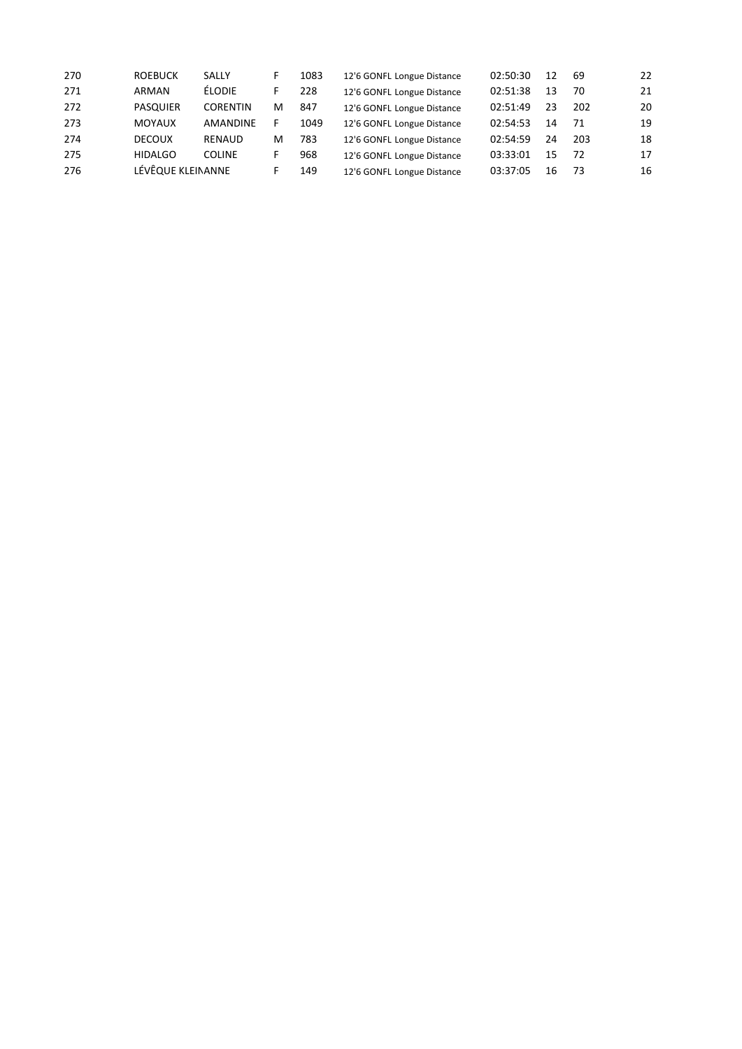| | | | | | | | | | |
|---|---|---|---|---|---|---|---|---|---|
| 270 | ROEBUCK | SALLY | F | 1083 | 12'6 GONFL Longue Distance | 02:50:30 | 12 | 69 | 22 |
| 271 | ARMAN | ÉLODIE | F | 228 | 12'6 GONFL Longue Distance | 02:51:38 | 13 | 70 | 21 |
| 272 | PASQUIER | CORENTIN | M | 847 | 12'6 GONFL Longue Distance | 02:51:49 | 23 | 202 | 20 |
| 273 | MOYAUX | AMANDINE | F | 1049 | 12'6 GONFL Longue Distance | 02:54:53 | 14 | 71 | 19 |
| 274 | DECOUX | RENAUD | M | 783 | 12'6 GONFL Longue Distance | 02:54:59 | 24 | 203 | 18 |
| 275 | HIDALGO | COLINE | F | 968 | 12'6 GONFL Longue Distance | 03:33:01 | 15 | 72 | 17 |
| 276 | LÉVÊQUE KLEIN | ANNE | F | 149 | 12'6 GONFL Longue Distance | 03:37:05 | 16 | 73 | 16 |